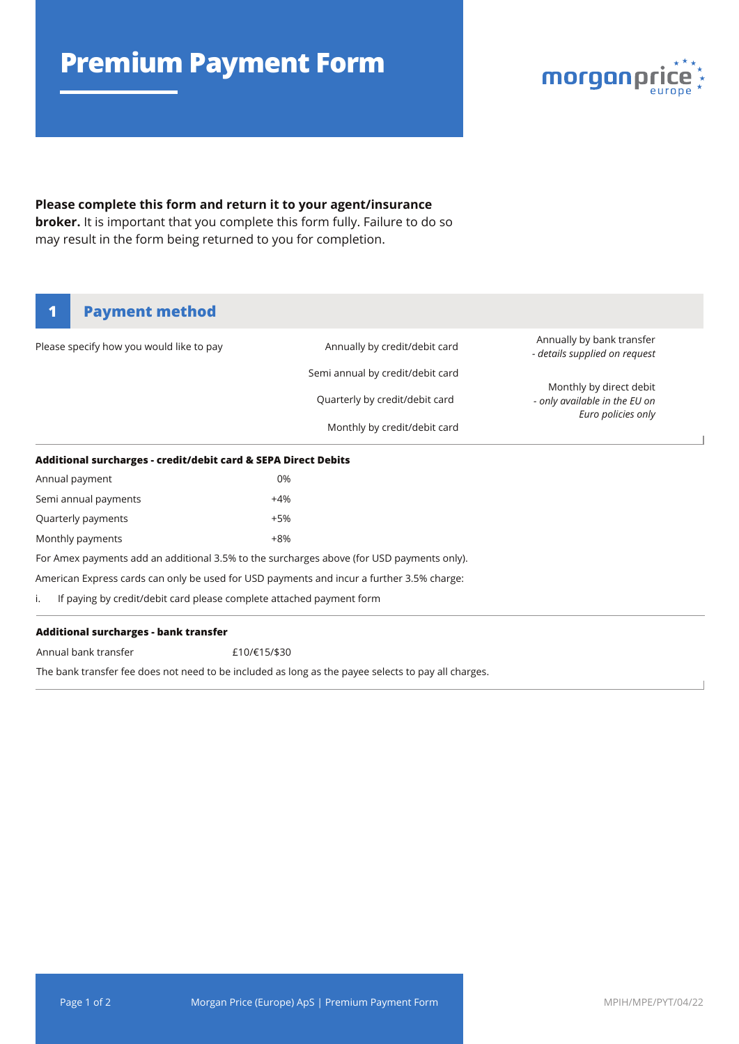# Premium Payment Form

**Please complete this form and return it to your agent/insurance broker.** It is important that you complete this form fully. Failure to do so may result in the form being returned to you for completion.

## 1 Payment method

Please specify how you would like to pay

- Annually by credit/debit card
- Semi annual by credit/debit card
- Quarterly by credit/debit card
- Monthly by credit/debit card
- Annually by bank transfer *- details supplied on request*
- Monthly by direct debit *- only available in the EU on Euro policies only*

**Additional surcharges - credit/debit card & SEPA Direct Debits**

| | |
|---|---|
| Annual payment | 0% |
| Semi annual payments | +4% |
| Quarterly payments | +5% |
| Monthly payments | +8% |

For Amex payments add an additional 3.5% to the surcharges above (for USD payments only).

American Express cards can only be used for USD payments and incur a further 3.5% charge:

i. If paying by credit/debit card please complete attached payment form

**Additional surcharges - bank transfer**

| | |
|---|---|
| Annual bank transfer | £10/€15/$30 |

The bank transfer fee does not need to be included as long as the payee selects to pay all charges.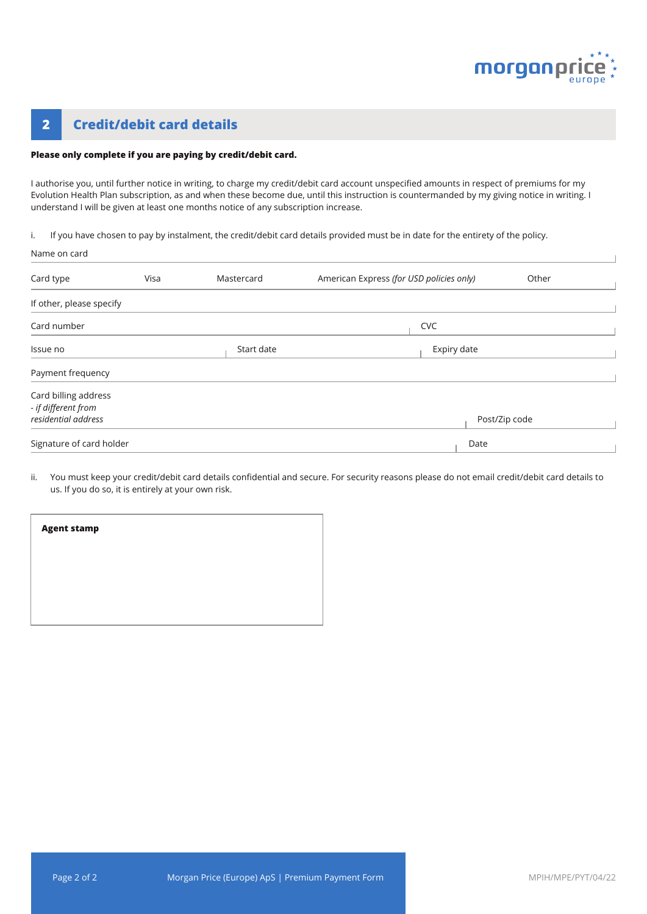## 2 Credit/debit card details

**Please only complete if you are paying by credit/debit card.**

I authorise you, until further notice in writing, to charge my credit/debit card account unspecified amounts in respect of premiums for my Evolution Health Plan subscription, as and when these become due, until this instruction is countermanded by my giving notice in writing. I understand I will be given at least one months notice of any subscription increase.

i. If you have chosen to pay by instalment, the credit/debit card details provided must be in date for the entirety of the policy.

Name on card

Card type Visa Mastercard American Express *(for USD policies only)* Other

If other, please specify

Card number CVC

Issue no Start date Expiry date

Payment frequency

Card billing address *- if different from residential address* Post/Zip code

Signature of card holder Date

ii. You must keep your credit/debit card details confidential and secure. For security reasons please do not email credit/debit card details to us. If you do so, it is entirely at your own risk.

**Agent stamp**

MPIH/MPE/PYT/04/22